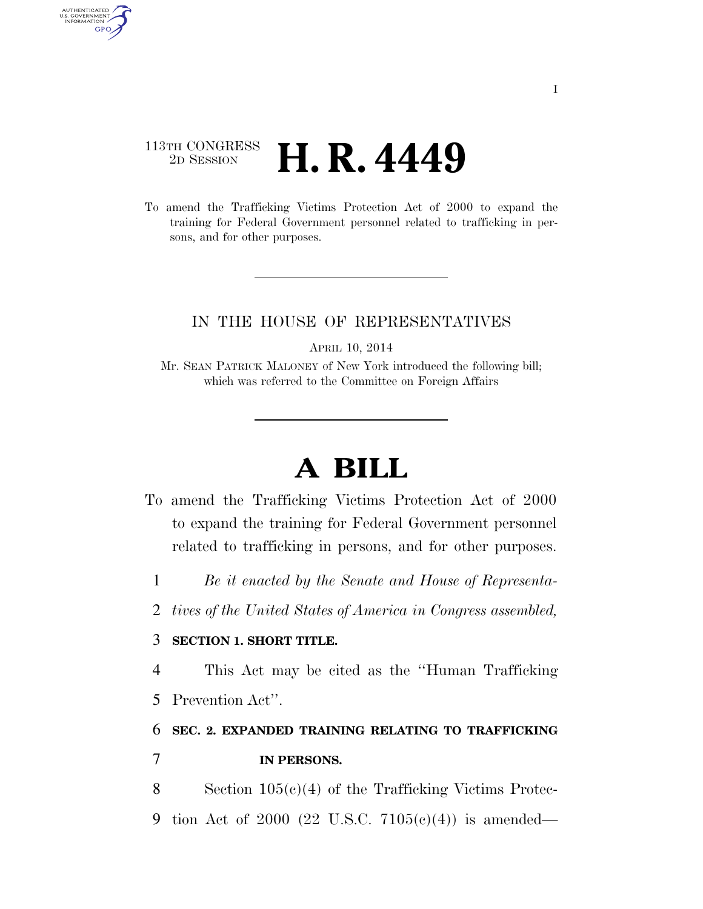113TH CONGRESS
2D SESSION

# H. R. 4449

To amend the Trafficking Victims Protection Act of 2000 to expand the training for Federal Government personnel related to trafficking in persons, and for other purposes.

IN THE HOUSE OF REPRESENTATIVES

APRIL 10, 2014

Mr. SEAN PATRICK MALONEY of New York introduced the following bill; which was referred to the Committee on Foreign Affairs

# A BILL

To amend the Trafficking Victims Protection Act of 2000 to expand the training for Federal Government personnel related to trafficking in persons, and for other purposes.

1 *Be it enacted by the Senate and House of Representa-*
2 *tives of the United States of America in Congress assembled,*

3 **SECTION 1. SHORT TITLE.**

4 This Act may be cited as the "Human Trafficking
5 Prevention Act".

6 **SEC. 2. EXPANDED TRAINING RELATING TO TRAFFICKING**
7 **IN PERSONS.**

8 Section 105(c)(4) of the Trafficking Victims Protec-
9 tion Act of 2000 (22 U.S.C. 7105(c)(4)) is amended—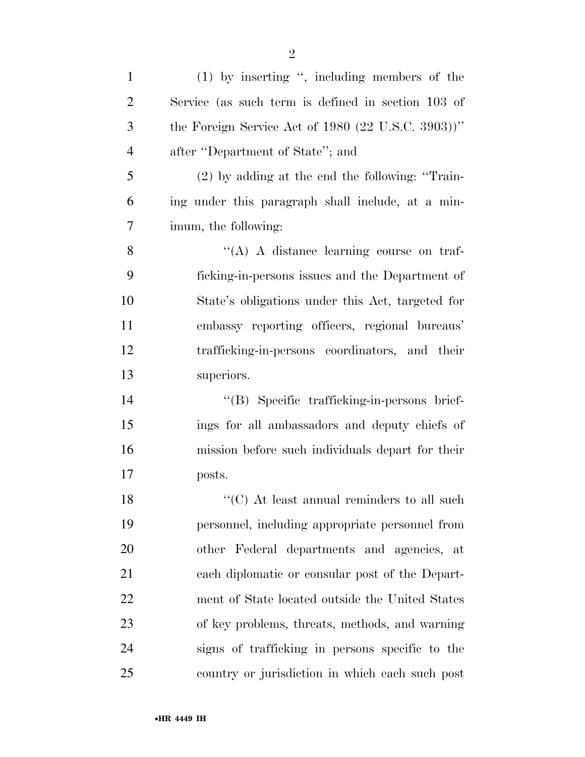(1) by inserting ", including members of the Service (as such term is defined in section 103 of the Foreign Service Act of 1980 (22 U.S.C. 3903))" after "Department of State"; and

(2) by adding at the end the following: "Training under this paragraph shall include, at a minimum, the following:

"(A) A distance learning course on trafficking-in-persons issues and the Department of State's obligations under this Act, targeted for embassy reporting officers, regional bureaus' trafficking-in-persons coordinators, and their superiors.

"(B) Specific trafficking-in-persons briefings for all ambassadors and deputy chiefs of mission before such individuals depart for their posts.

"(C) At least annual reminders to all such personnel, including appropriate personnel from other Federal departments and agencies, at each diplomatic or consular post of the Department of State located outside the United States of key problems, threats, methods, and warning signs of trafficking in persons specific to the country or jurisdiction in which each such post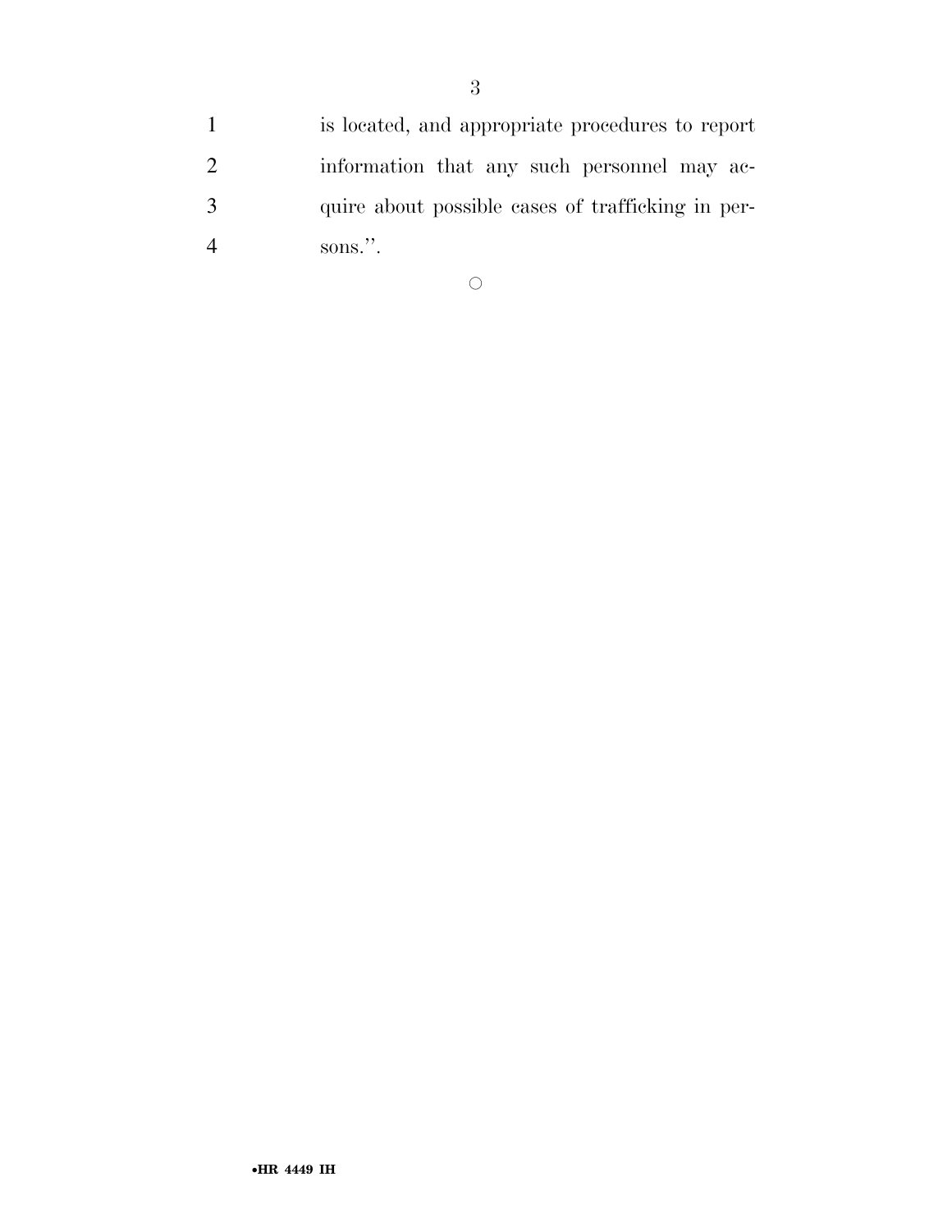is located, and appropriate procedures to report information that any such personnel may acquire about possible cases of trafficking in persons.''.